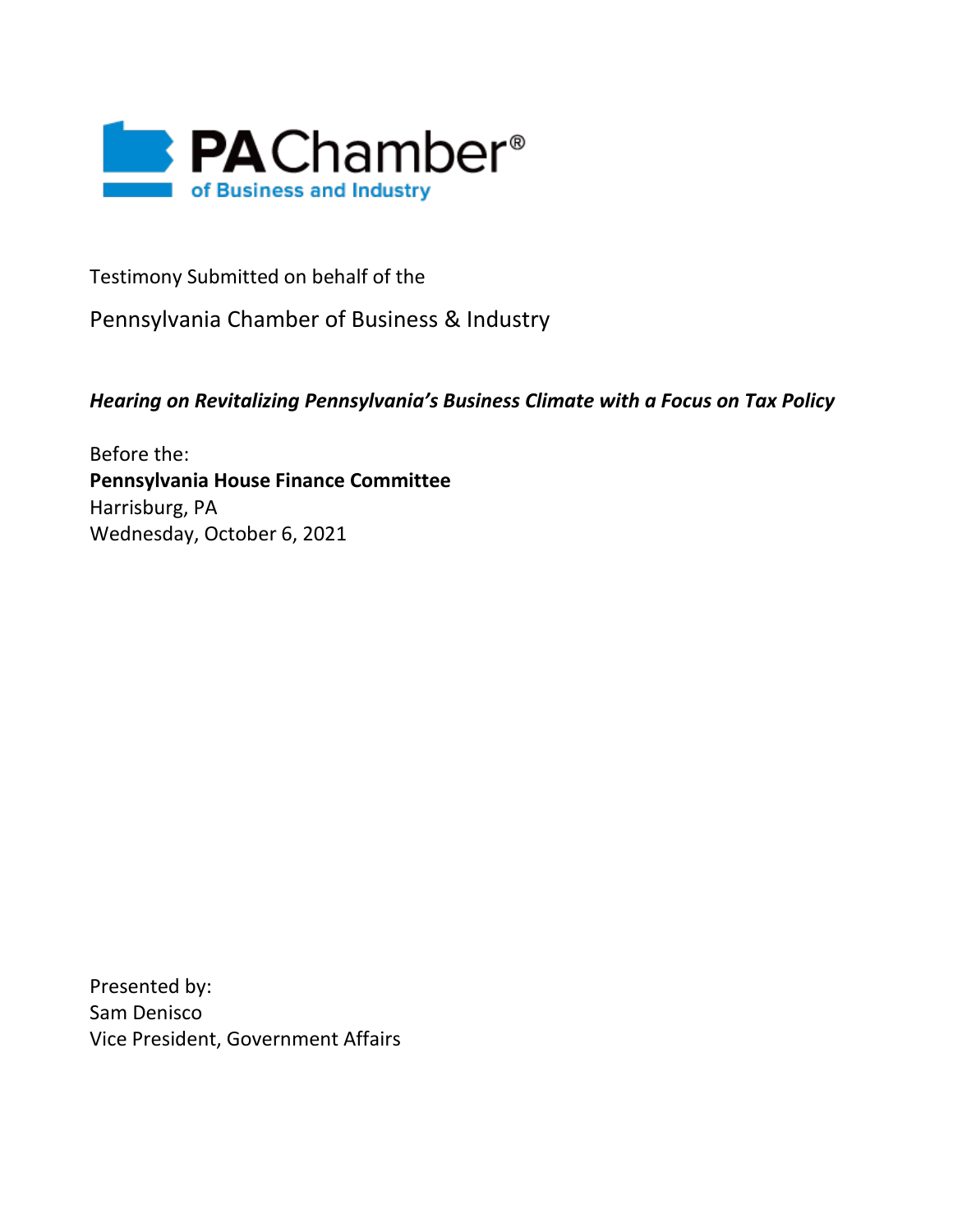PA Chamber® of Business and Industry

Testimony Submitted on behalf of the

Pennsylvania Chamber of Business & Industry

***Hearing on Revitalizing Pennsylvania's Business Climate with a Focus on Tax Policy***

Before the:
**Pennsylvania House Finance Committee**
Harrisburg, PA
Wednesday, October 6, 2021

Presented by:
Sam Denisco
Vice President, Government Affairs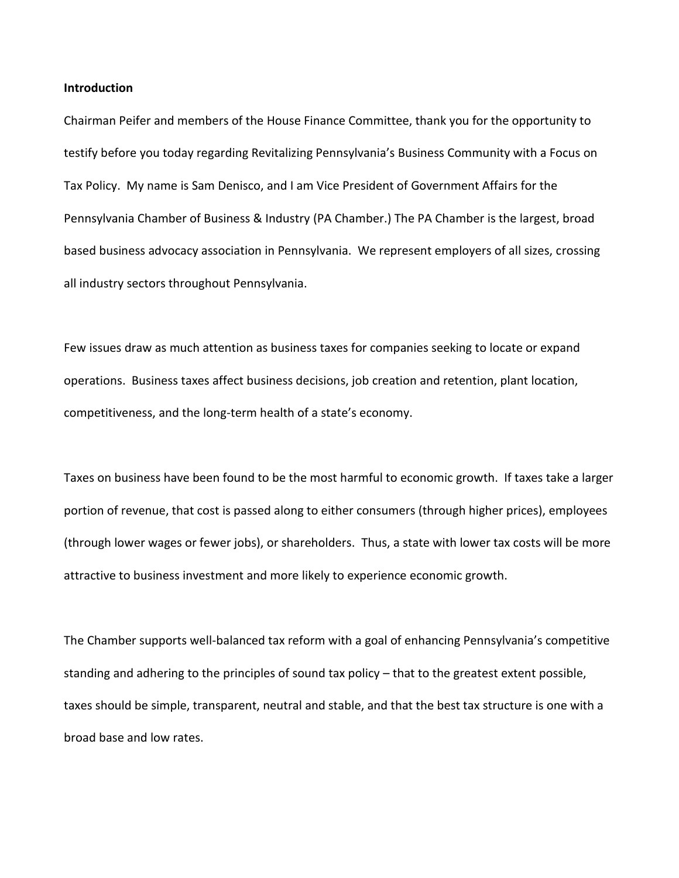**Introduction**

Chairman Peifer and members of the House Finance Committee, thank you for the opportunity to testify before you today regarding Revitalizing Pennsylvania's Business Community with a Focus on Tax Policy. My name is Sam Denisco, and I am Vice President of Government Affairs for the Pennsylvania Chamber of Business & Industry (PA Chamber.) The PA Chamber is the largest, broad based business advocacy association in Pennsylvania. We represent employers of all sizes, crossing all industry sectors throughout Pennsylvania.

Few issues draw as much attention as business taxes for companies seeking to locate or expand operations. Business taxes affect business decisions, job creation and retention, plant location, competitiveness, and the long-term health of a state's economy.

Taxes on business have been found to be the most harmful to economic growth. If taxes take a larger portion of revenue, that cost is passed along to either consumers (through higher prices), employees (through lower wages or fewer jobs), or shareholders. Thus, a state with lower tax costs will be more attractive to business investment and more likely to experience economic growth.

The Chamber supports well-balanced tax reform with a goal of enhancing Pennsylvania's competitive standing and adhering to the principles of sound tax policy – that to the greatest extent possible, taxes should be simple, transparent, neutral and stable, and that the best tax structure is one with a broad base and low rates.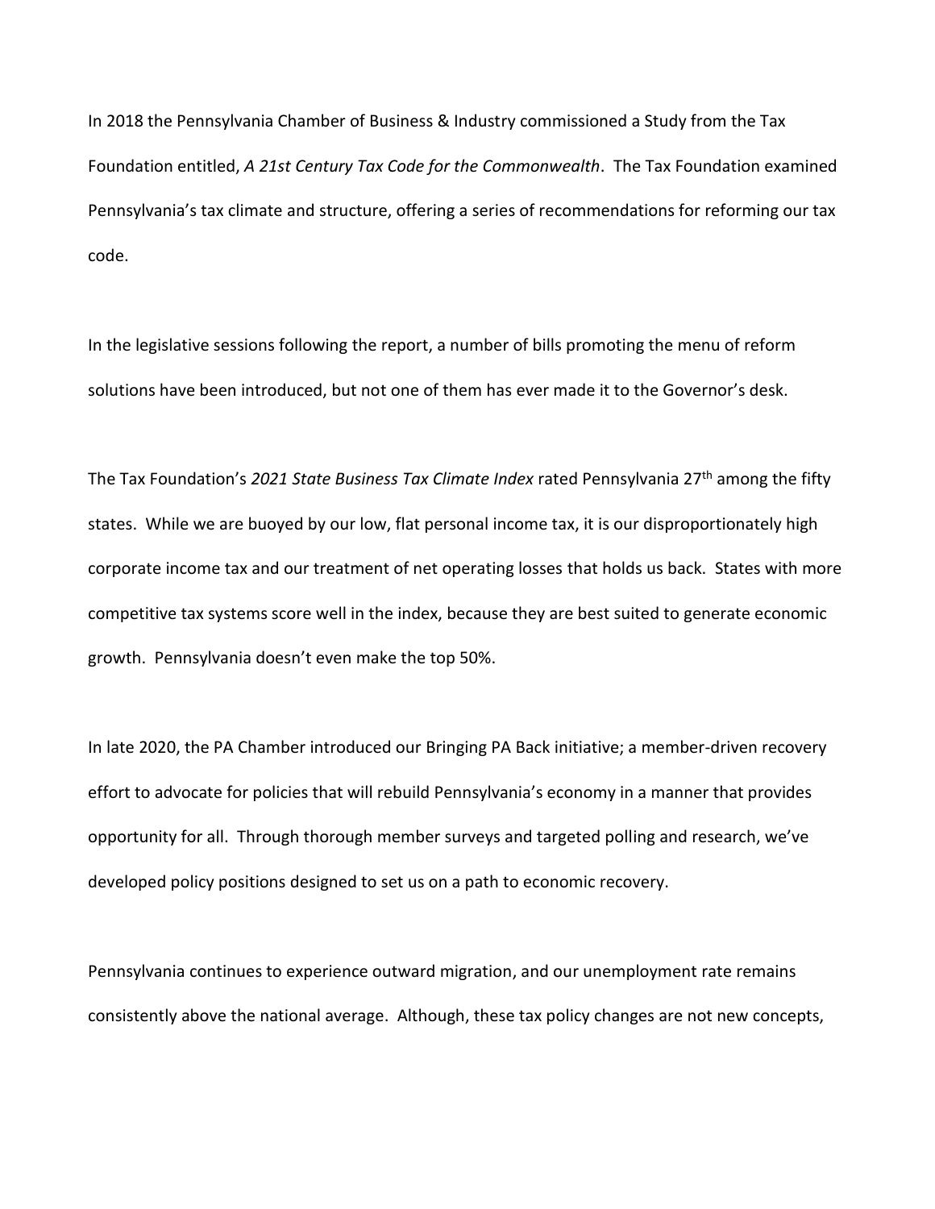In 2018 the Pennsylvania Chamber of Business & Industry commissioned a Study from the Tax Foundation entitled, *A 21st Century Tax Code for the Commonwealth*. The Tax Foundation examined Pennsylvania's tax climate and structure, offering a series of recommendations for reforming our tax code.

In the legislative sessions following the report, a number of bills promoting the menu of reform solutions have been introduced, but not one of them has ever made it to the Governor's desk.

The Tax Foundation's *2021 State Business Tax Climate Index* rated Pennsylvania 27th among the fifty states. While we are buoyed by our low, flat personal income tax, it is our disproportionately high corporate income tax and our treatment of net operating losses that holds us back. States with more competitive tax systems score well in the index, because they are best suited to generate economic growth. Pennsylvania doesn't even make the top 50%.

In late 2020, the PA Chamber introduced our Bringing PA Back initiative; a member-driven recovery effort to advocate for policies that will rebuild Pennsylvania's economy in a manner that provides opportunity for all. Through thorough member surveys and targeted polling and research, we've developed policy positions designed to set us on a path to economic recovery.

Pennsylvania continues to experience outward migration, and our unemployment rate remains consistently above the national average. Although, these tax policy changes are not new concepts,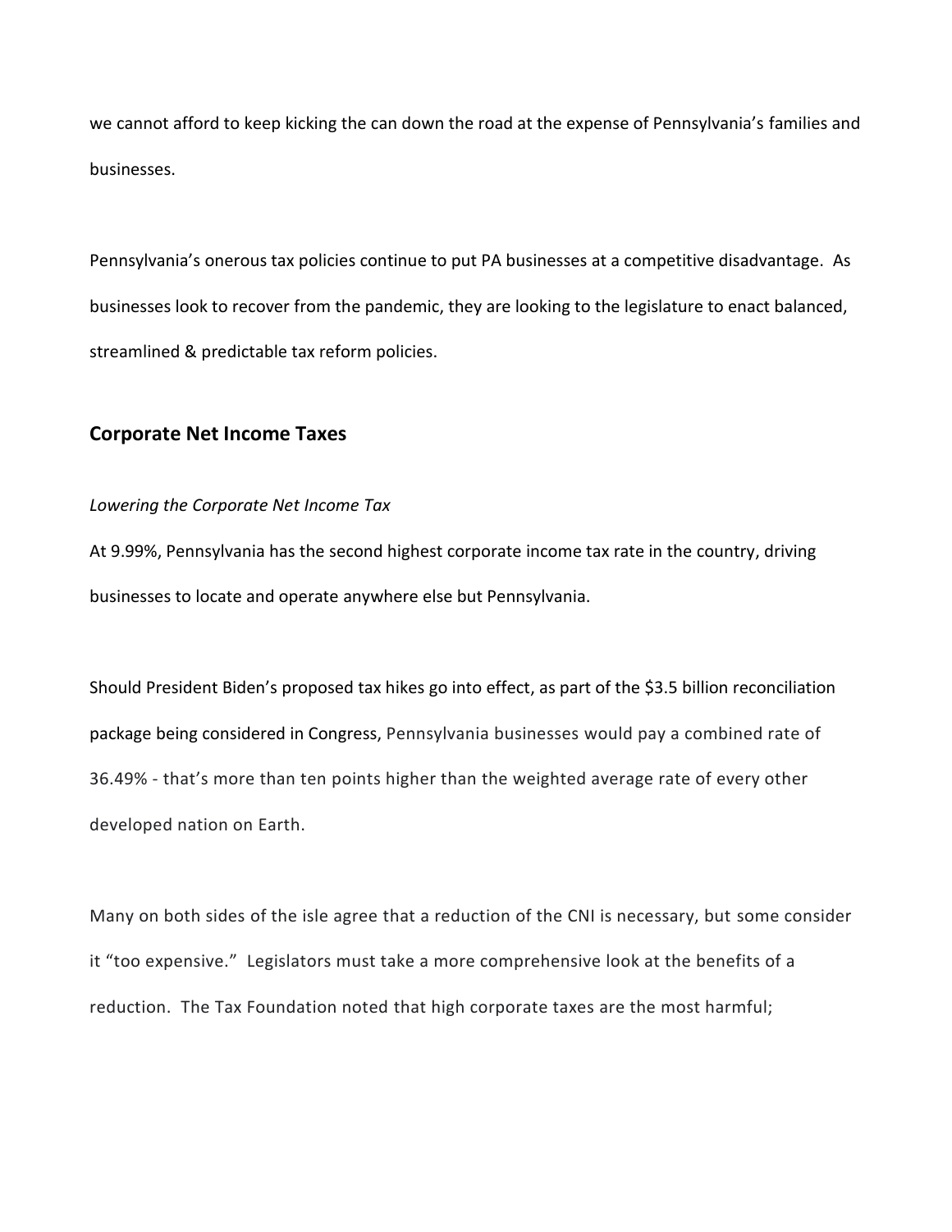we cannot afford to keep kicking the can down the road at the expense of Pennsylvania's families and businesses.

Pennsylvania's onerous tax policies continue to put PA businesses at a competitive disadvantage. As businesses look to recover from the pandemic, they are looking to the legislature to enact balanced, streamlined & predictable tax reform policies.

## Corporate Net Income Taxes

*Lowering the Corporate Net Income Tax*

At 9.99%, Pennsylvania has the second highest corporate income tax rate in the country, driving businesses to locate and operate anywhere else but Pennsylvania.

Should President Biden's proposed tax hikes go into effect, as part of the $3.5 billion reconciliation package being considered in Congress, Pennsylvania businesses would pay a combined rate of 36.49% - that's more than ten points higher than the weighted average rate of every other developed nation on Earth.

Many on both sides of the isle agree that a reduction of the CNI is necessary, but some consider it "too expensive." Legislators must take a more comprehensive look at the benefits of a reduction. The Tax Foundation noted that high corporate taxes are the most harmful;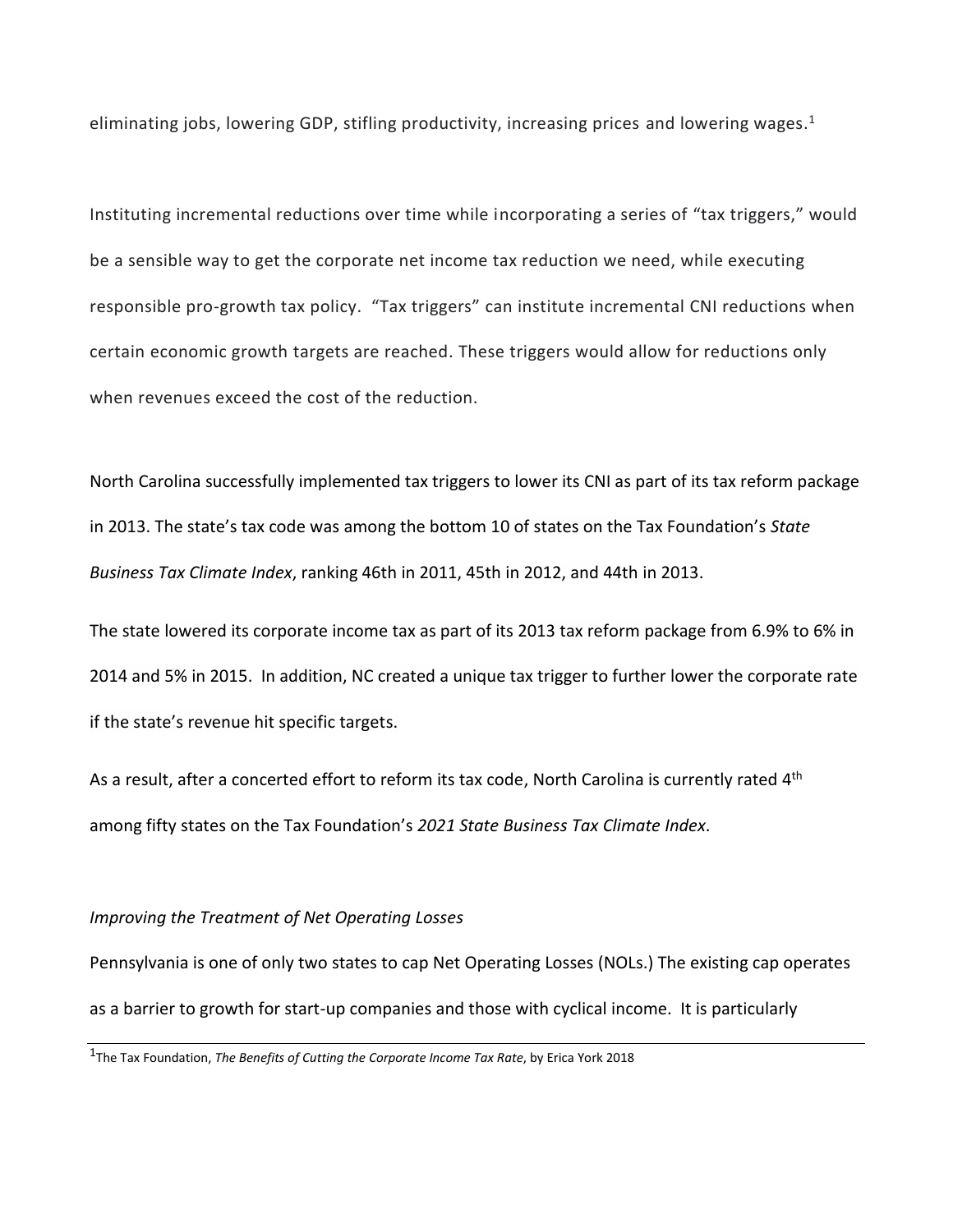eliminating jobs, lowering GDP, stifling productivity, increasing prices and lowering wages.[1]

Instituting incremental reductions over time while incorporating a series of "tax triggers," would be a sensible way to get the corporate net income tax reduction we need, while executing responsible pro-growth tax policy. "Tax triggers" can institute incremental CNI reductions when certain economic growth targets are reached. These triggers would allow for reductions only when revenues exceed the cost of the reduction.

North Carolina successfully implemented tax triggers to lower its CNI as part of its tax reform package in 2013. The state's tax code was among the bottom 10 of states on the Tax Foundation's *State Business Tax Climate Index*, ranking 46th in 2011, 45th in 2012, and 44th in 2013.

The state lowered its corporate income tax as part of its 2013 tax reform package from 6.9% to 6% in 2014 and 5% in 2015. In addition, NC created a unique tax trigger to further lower the corporate rate if the state's revenue hit specific targets.

As a result, after a concerted effort to reform its tax code, North Carolina is currently rated 4th among fifty states on the Tax Foundation's *2021 State Business Tax Climate Index*.

*Improving the Treatment of Net Operating Losses*

Pennsylvania is one of only two states to cap Net Operating Losses (NOLs.) The existing cap operates as a barrier to growth for start-up companies and those with cyclical income. It is particularly

[1] The Tax Foundation, *The Benefits of Cutting the Corporate Income Tax Rate*, by Erica York 2018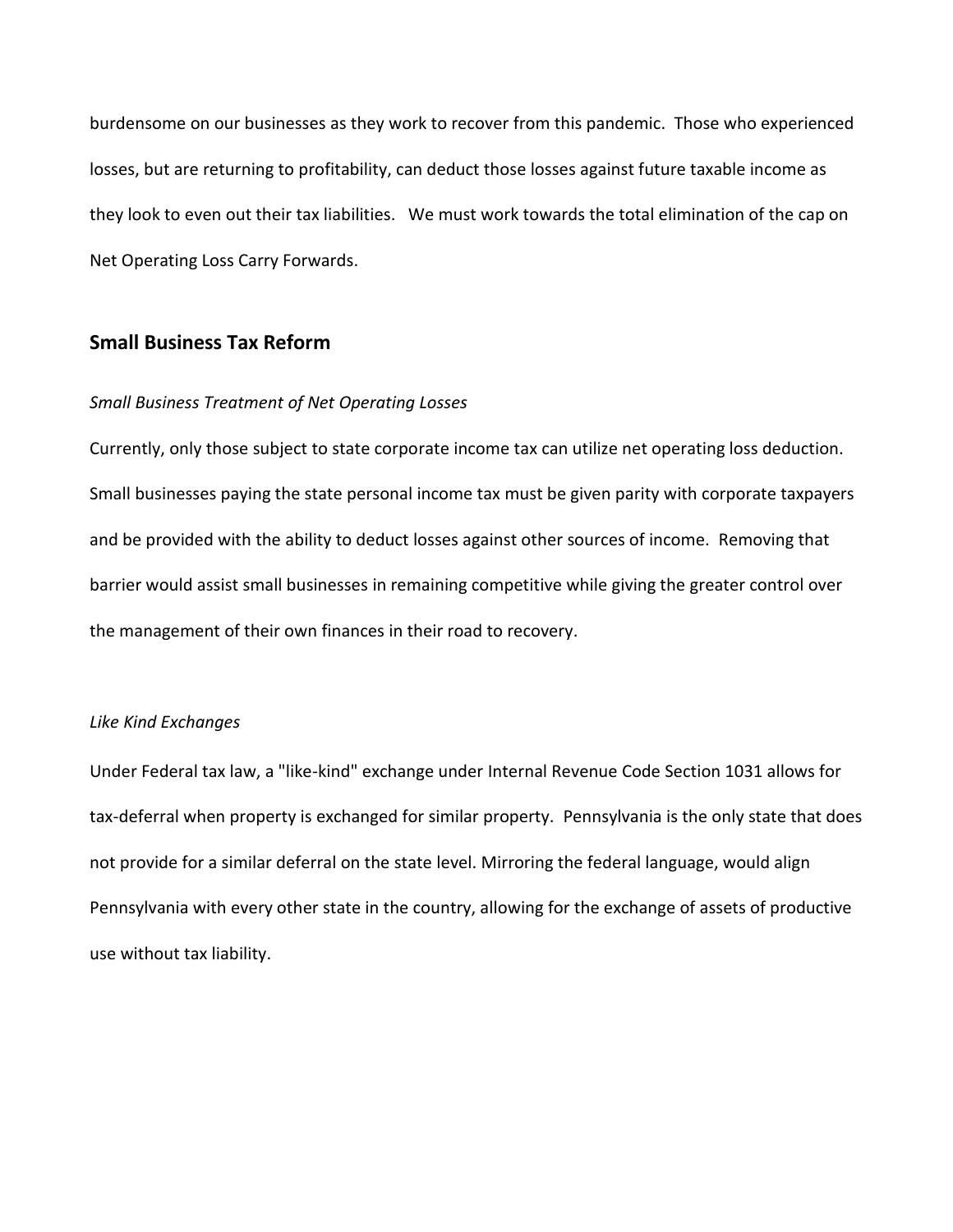burdensome on our businesses as they work to recover from this pandemic. Those who experienced losses, but are returning to profitability, can deduct those losses against future taxable income as they look to even out their tax liabilities. We must work towards the total elimination of the cap on Net Operating Loss Carry Forwards.

## Small Business Tax Reform

*Small Business Treatment of Net Operating Losses*

Currently, only those subject to state corporate income tax can utilize net operating loss deduction. Small businesses paying the state personal income tax must be given parity with corporate taxpayers and be provided with the ability to deduct losses against other sources of income. Removing that barrier would assist small businesses in remaining competitive while giving the greater control over the management of their own finances in their road to recovery.

*Like Kind Exchanges*

Under Federal tax law, a "like-kind" exchange under Internal Revenue Code Section 1031 allows for tax-deferral when property is exchanged for similar property. Pennsylvania is the only state that does not provide for a similar deferral on the state level. Mirroring the federal language, would align Pennsylvania with every other state in the country, allowing for the exchange of assets of productive use without tax liability.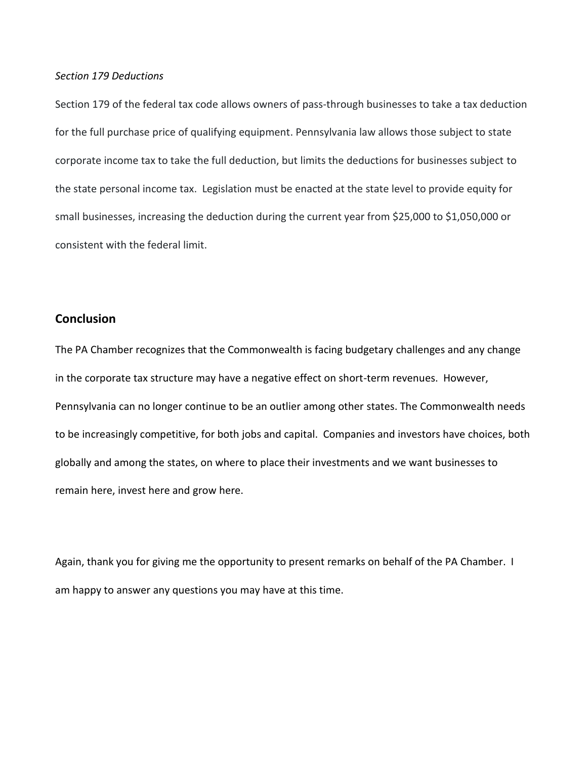*Section 179 Deductions*

Section 179 of the federal tax code allows owners of pass-through businesses to take a tax deduction for the full purchase price of qualifying equipment. Pennsylvania law allows those subject to state corporate income tax to take the full deduction, but limits the deductions for businesses subject to the state personal income tax. Legislation must be enacted at the state level to provide equity for small businesses, increasing the deduction during the current year from $25,000 to $1,050,000 or consistent with the federal limit.

## Conclusion

The PA Chamber recognizes that the Commonwealth is facing budgetary challenges and any change in the corporate tax structure may have a negative effect on short-term revenues. However, Pennsylvania can no longer continue to be an outlier among other states. The Commonwealth needs to be increasingly competitive, for both jobs and capital. Companies and investors have choices, both globally and among the states, on where to place their investments and we want businesses to remain here, invest here and grow here.

Again, thank you for giving me the opportunity to present remarks on behalf of the PA Chamber. I am happy to answer any questions you may have at this time.